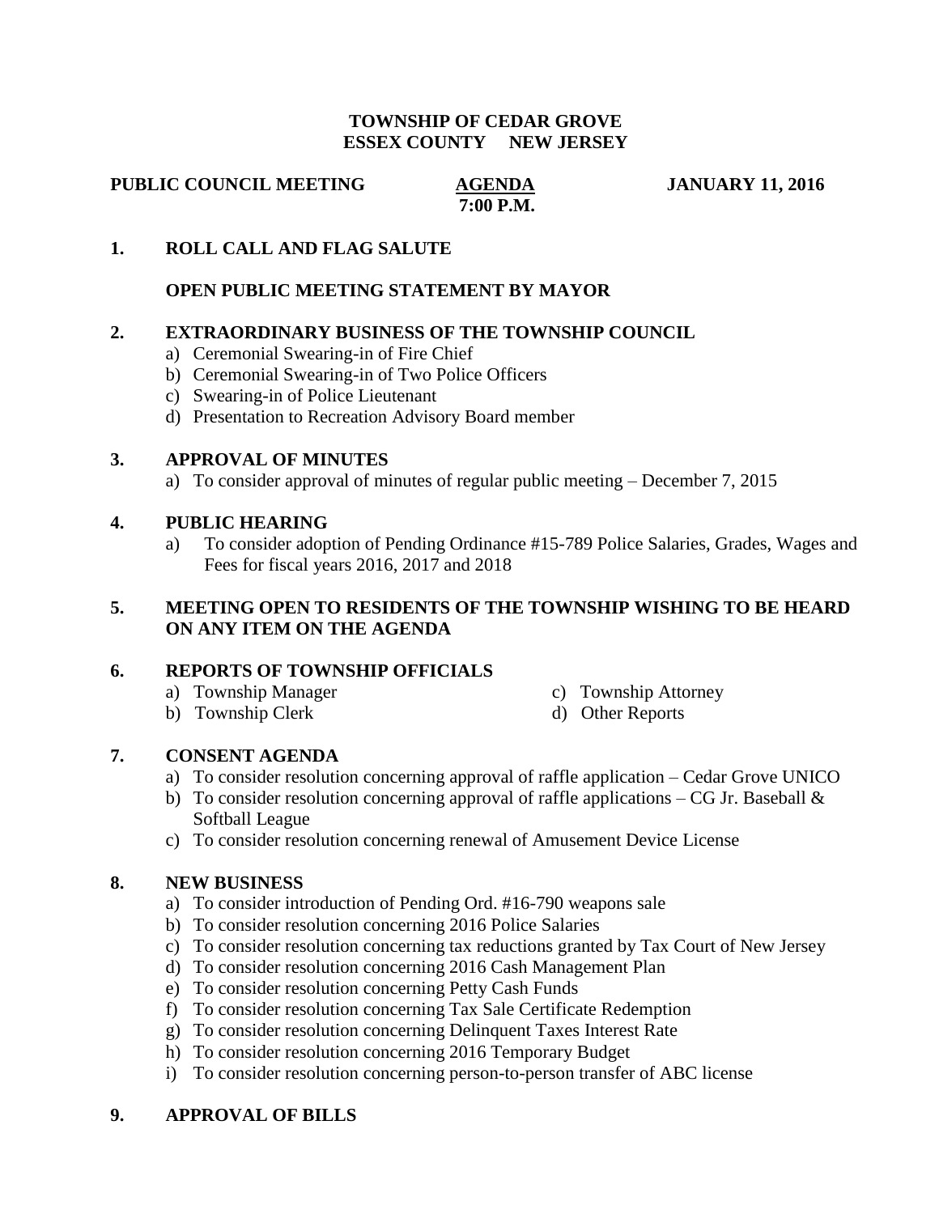**TOWNSHIP OF CEDAR GROVE**
**ESSEX COUNTY NEW JERSEY**

**PUBLIC COUNCIL MEETING** **AGENDA** **JANUARY 11, 2016**
**7:00 P.M.**

**1. ROLL CALL AND FLAG SALUTE**

**OPEN PUBLIC MEETING STATEMENT BY MAYOR**

**2. EXTRAORDINARY BUSINESS OF THE TOWNSHIP COUNCIL**

a) Ceremonial Swearing-in of Fire Chief
b) Ceremonial Swearing-in of Two Police Officers
c) Swearing-in of Police Lieutenant
d) Presentation to Recreation Advisory Board member

**3. APPROVAL OF MINUTES**

a) To consider approval of minutes of regular public meeting – December 7, 2015

**4. PUBLIC HEARING**

a) To consider adoption of Pending Ordinance #15-789 Police Salaries, Grades, Wages and Fees for fiscal years 2016, 2017 and 2018

**5. MEETING OPEN TO RESIDENTS OF THE TOWNSHIP WISHING TO BE HEARD ON ANY ITEM ON THE AGENDA**

**6. REPORTS OF TOWNSHIP OFFICIALS**

a) Township Manager
b) Township Clerk
c) Township Attorney
d) Other Reports

**7. CONSENT AGENDA**

a) To consider resolution concerning approval of raffle application – Cedar Grove UNICO
b) To consider resolution concerning approval of raffle applications – CG Jr. Baseball & Softball League
c) To consider resolution concerning renewal of Amusement Device License

**8. NEW BUSINESS**

a) To consider introduction of Pending Ord. #16-790 weapons sale
b) To consider resolution concerning 2016 Police Salaries
c) To consider resolution concerning tax reductions granted by Tax Court of New Jersey
d) To consider resolution concerning 2016 Cash Management Plan
e) To consider resolution concerning Petty Cash Funds
f) To consider resolution concerning Tax Sale Certificate Redemption
g) To consider resolution concerning Delinquent Taxes Interest Rate
h) To consider resolution concerning 2016 Temporary Budget
i) To consider resolution concerning person-to-person transfer of ABC license

**9. APPROVAL OF BILLS**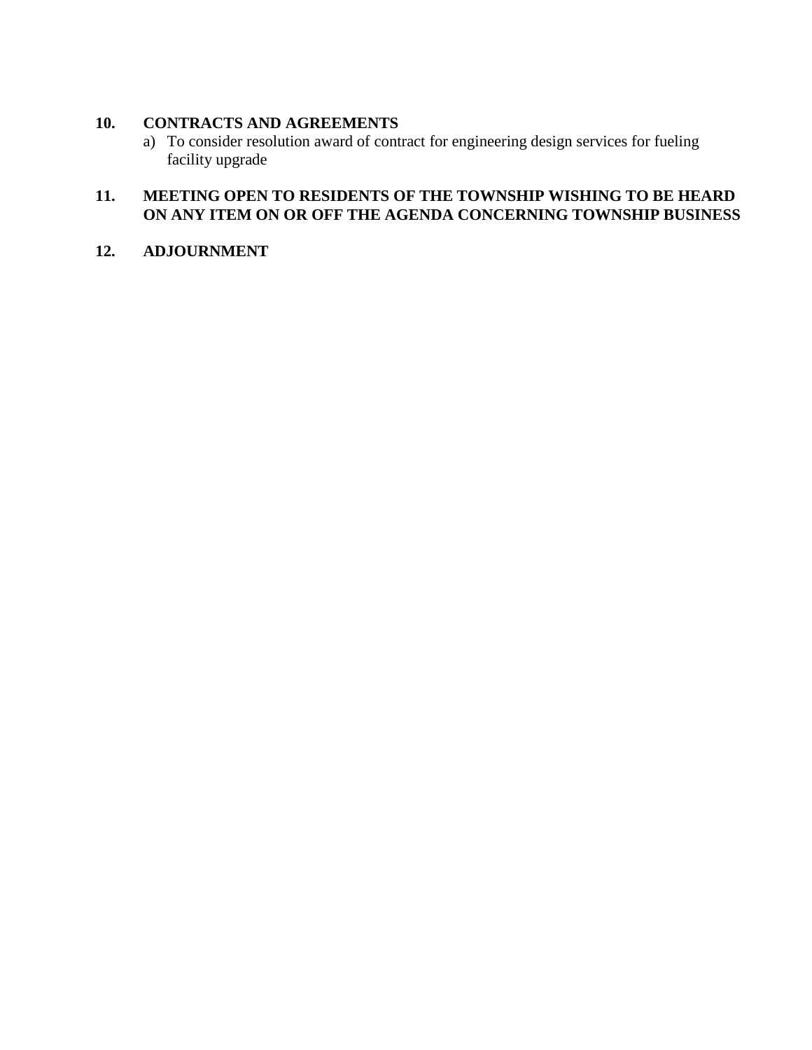**10. CONTRACTS AND AGREEMENTS**

a) To consider resolution award of contract for engineering design services for fueling facility upgrade

**11. MEETING OPEN TO RESIDENTS OF THE TOWNSHIP WISHING TO BE HEARD ON ANY ITEM ON OR OFF THE AGENDA CONCERNING TOWNSHIP BUSINESS**

**12. ADJOURNMENT**